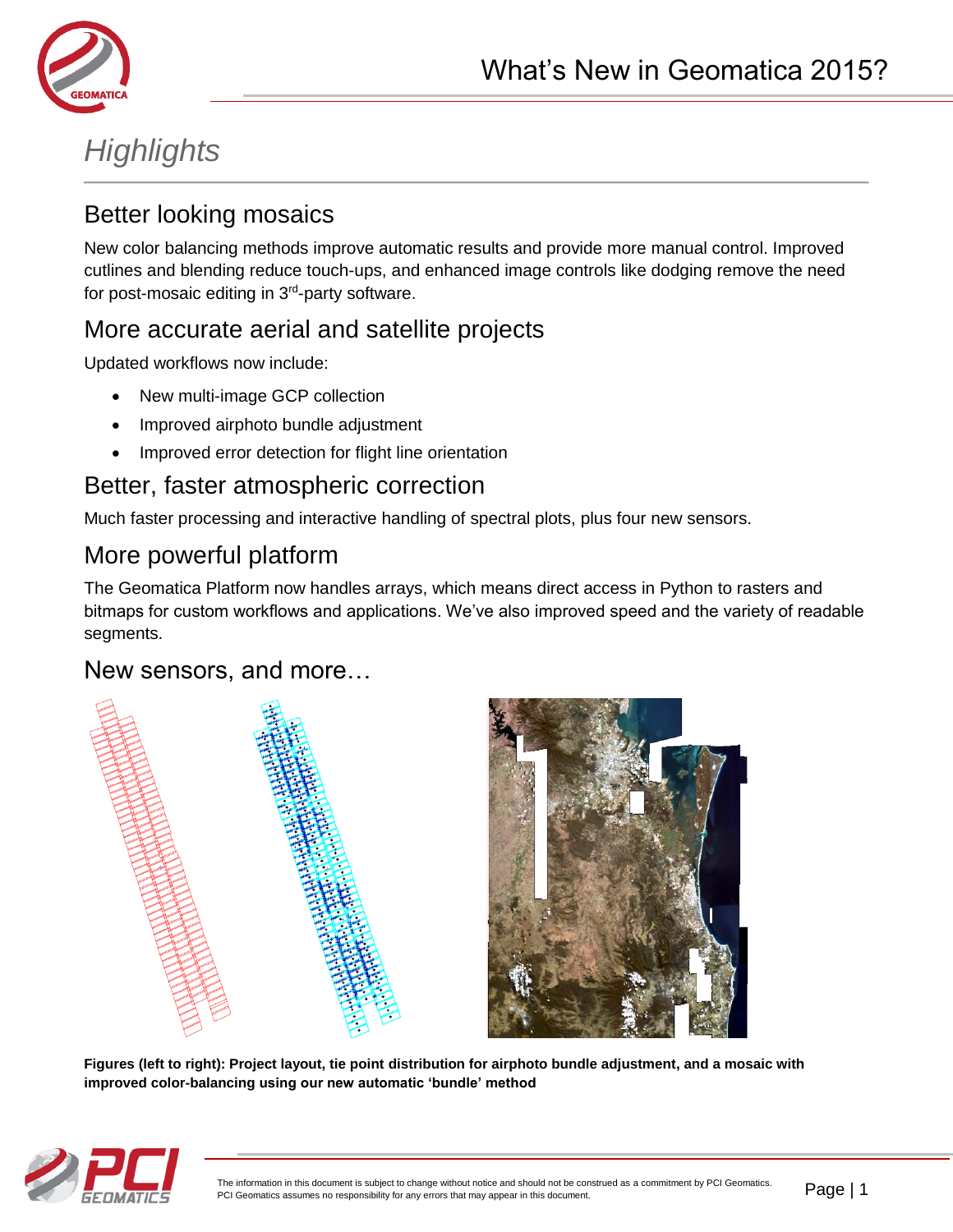# What's New in Geomatica 2015?

## *Highlights*

### Better looking mosaics

New color balancing methods improve automatic results and provide more manual control. Improved cutlines and blending reduce touch-ups, and enhanced image controls like dodging remove the need for post-mosaic editing in 3rd-party software.

### More accurate aerial and satellite projects

Updated workflows now include:

- New multi-image GCP collection
- Improved airphoto bundle adjustment
- Improved error detection for flight line orientation

### Better, faster atmospheric correction

Much faster processing and interactive handling of spectral plots, plus four new sensors.

### More powerful platform

The Geomatica Platform now handles arrays, which means direct access in Python to rasters and bitmaps for custom workflows and applications. We've also improved speed and the variety of readable segments.

### New sensors, and more…

**Figures (left to right): Project layout, tie point distribution for airphoto bundle adjustment, and a mosaic with improved color-balancing using our new automatic 'bundle' method**

The information in this document is subject to change without notice and should not be construed as a commitment by PCI Geomatics. PCI Geomatics assumes no responsibility for any errors that may appear in this document.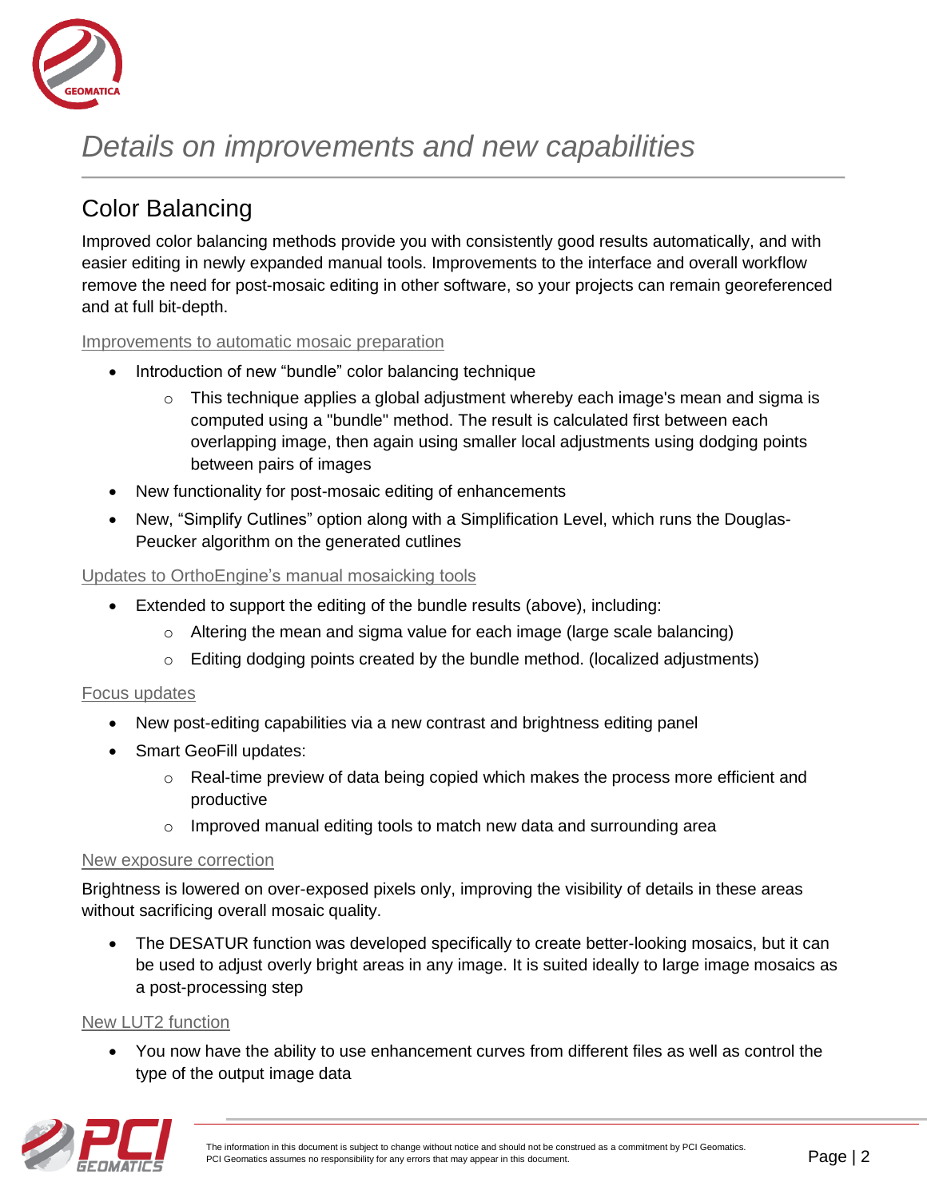# *Details on improvements and new capabilities*

## Color Balancing

Improved color balancing methods provide you with consistently good results automatically, and with easier editing in newly expanded manual tools. Improvements to the interface and overall workflow remove the need for post-mosaic editing in other software, so your projects can remain georeferenced and at full bit-depth.

### Improvements to automatic mosaic preparation

- Introduction of new “bundle” color balancing technique
  - This technique applies a global adjustment whereby each image's mean and sigma is computed using a "bundle" method. The result is calculated first between each overlapping image, then again using smaller local adjustments using dodging points between pairs of images
- New functionality for post-mosaic editing of enhancements
- New, “Simplify Cutlines” option along with a Simplification Level, which runs the Douglas-Peucker algorithm on the generated cutlines

### Updates to OrthoEngine’s manual mosaicking tools

- Extended to support the editing of the bundle results (above), including:
  - Altering the mean and sigma value for each image (large scale balancing)
  - Editing dodging points created by the bundle method. (localized adjustments)

### Focus updates

- New post-editing capabilities via a new contrast and brightness editing panel
- Smart GeoFill updates:
  - Real-time preview of data being copied which makes the process more efficient and productive
  - Improved manual editing tools to match new data and surrounding area

### New exposure correction

Brightness is lowered on over-exposed pixels only, improving the visibility of details in these areas without sacrificing overall mosaic quality.

- The DESATUR function was developed specifically to create better-looking mosaics, but it can be used to adjust overly bright areas in any image. It is suited ideally to large image mosaics as a post-processing step

### New LUT2 function

- You now have the ability to use enhancement curves from different files as well as control the type of the output image data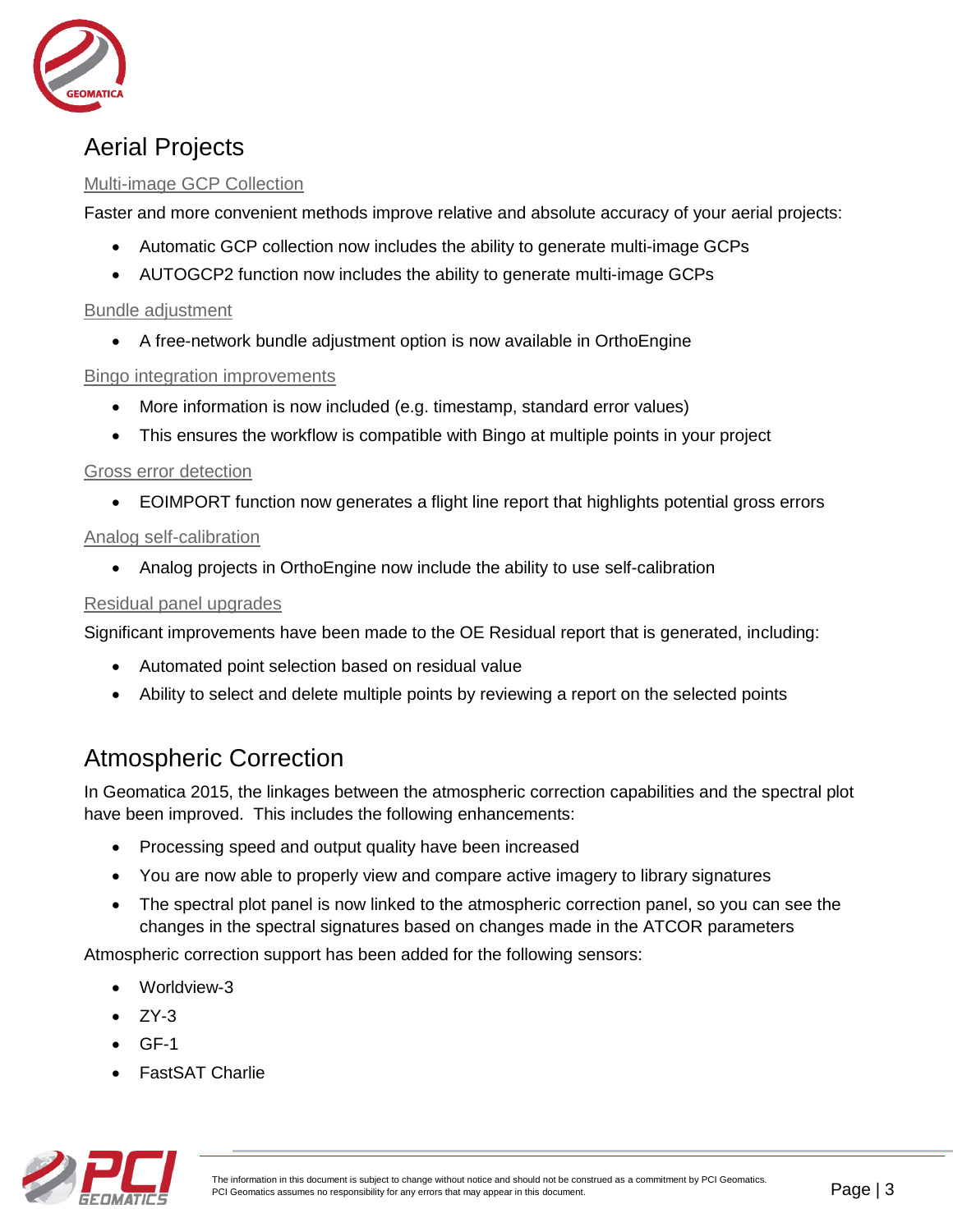# Aerial Projects

### Multi-image GCP Collection

Faster and more convenient methods improve relative and absolute accuracy of your aerial projects:

- Automatic GCP collection now includes the ability to generate multi-image GCPs
- AUTOGCP2 function now includes the ability to generate multi-image GCPs

### Bundle adjustment

- A free-network bundle adjustment option is now available in OrthoEngine

### Bingo integration improvements

- More information is now included (e.g. timestamp, standard error values)
- This ensures the workflow is compatible with Bingo at multiple points in your project

### Gross error detection

- EOIMPORT function now generates a flight line report that highlights potential gross errors

### Analog self-calibration

- Analog projects in OrthoEngine now include the ability to use self-calibration

### Residual panel upgrades

Significant improvements have been made to the OE Residual report that is generated, including:

- Automated point selection based on residual value
- Ability to select and delete multiple points by reviewing a report on the selected points

# Atmospheric Correction

In Geomatica 2015, the linkages between the atmospheric correction capabilities and the spectral plot have been improved. This includes the following enhancements:

- Processing speed and output quality have been increased
- You are now able to properly view and compare active imagery to library signatures
- The spectral plot panel is now linked to the atmospheric correction panel, so you can see the changes in the spectral signatures based on changes made in the ATCOR parameters

Atmospheric correction support has been added for the following sensors:

- Worldview-3
- ZY-3
- GF-1
- FastSAT Charlie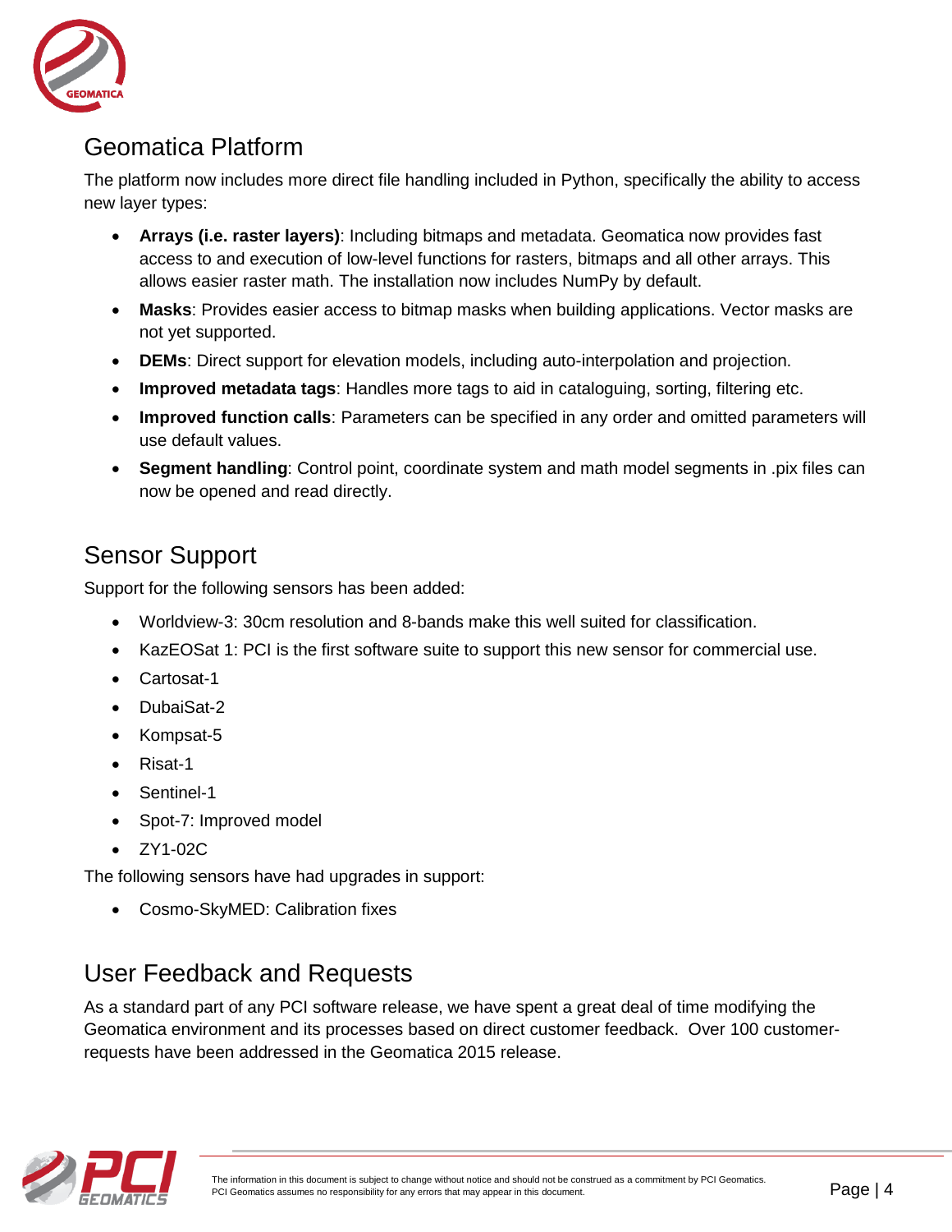## Geomatica Platform

The platform now includes more direct file handling included in Python, specifically the ability to access new layer types:

- **Arrays (i.e. raster layers)**: Including bitmaps and metadata. Geomatica now provides fast access to and execution of low-level functions for rasters, bitmaps and all other arrays. This allows easier raster math. The installation now includes NumPy by default.
- **Masks**: Provides easier access to bitmap masks when building applications. Vector masks are not yet supported.
- **DEMs**: Direct support for elevation models, including auto-interpolation and projection.
- **Improved metadata tags**: Handles more tags to aid in cataloguing, sorting, filtering etc.
- **Improved function calls**: Parameters can be specified in any order and omitted parameters will use default values.
- **Segment handling**: Control point, coordinate system and math model segments in .pix files can now be opened and read directly.

## Sensor Support

Support for the following sensors has been added:

- Worldview-3: 30cm resolution and 8-bands make this well suited for classification.
- KazEOSat 1: PCI is the first software suite to support this new sensor for commercial use.
- Cartosat-1
- DubaiSat-2
- Kompsat-5
- Risat-1
- Sentinel-1
- Spot-7: Improved model
- ZY1-02C

The following sensors have had upgrades in support:

- Cosmo-SkyMED: Calibration fixes

## User Feedback and Requests

As a standard part of any PCI software release, we have spent a great deal of time modifying the Geomatica environment and its processes based on direct customer feedback. Over 100 customer-requests have been addressed in the Geomatica 2015 release.

The information in this document is subject to change without notice and should not be construed as a commitment by PCI Geomatics. PCI Geomatics assumes no responsibility for any errors that may appear in this document.